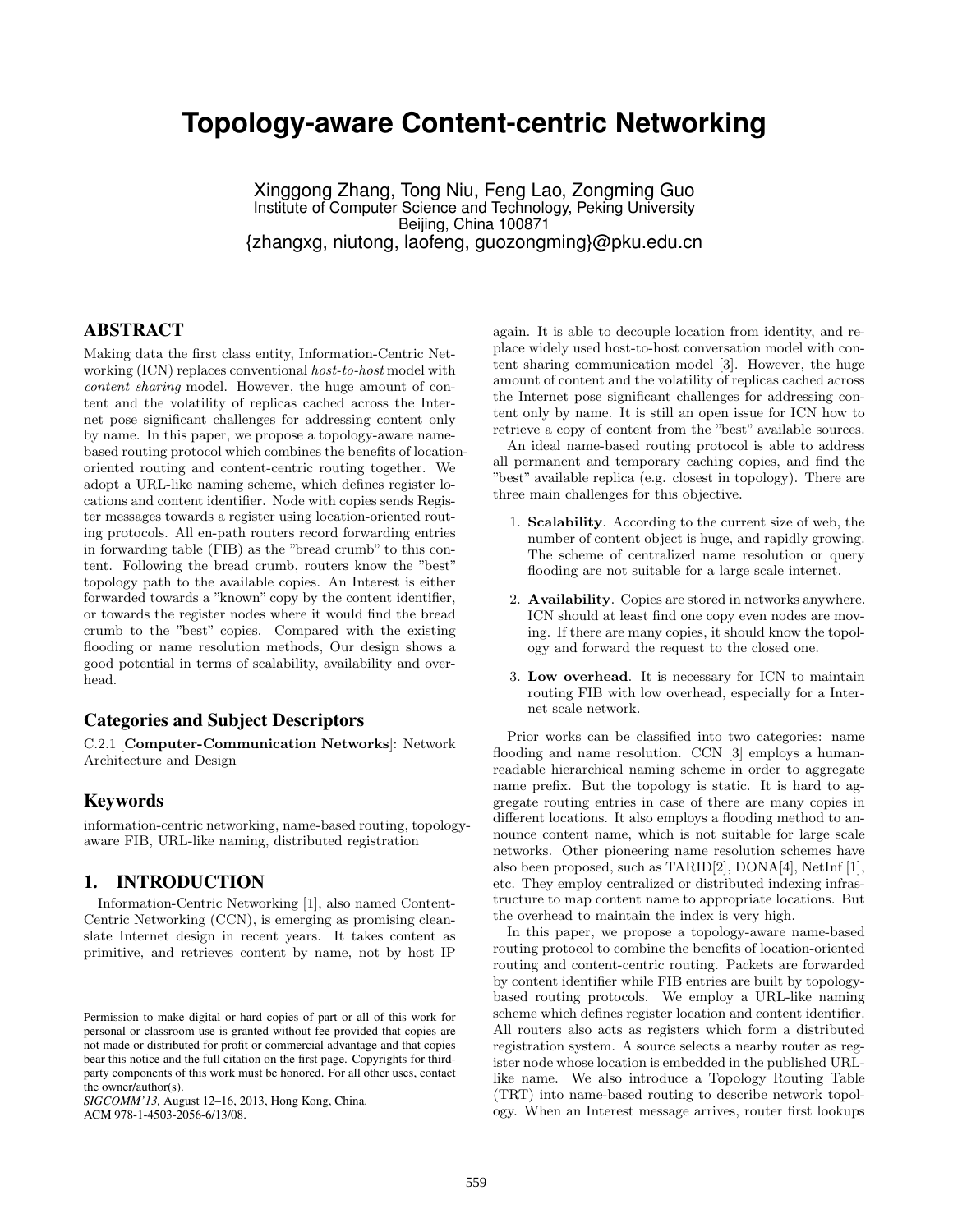# Topology-aware Content-centric Networking

Xinggong Zhang, Tong Niu, Feng Lao, Zongming Guo
Institute of Computer Science and Technology, Peking University
Beijing, China 100871
{zhangxg, niutong, laofeng, guozongming}@pku.edu.cn

## ABSTRACT

Making data the first class entity, Information-Centric Networking (ICN) replaces conventional *host-to-host* model with *content sharing* model. However, the huge amount of content and the volatility of replicas cached across the Internet pose significant challenges for addressing content only by name. In this paper, we propose a topology-aware name-based routing protocol which combines the benefits of location-oriented routing and content-centric routing together. We adopt a URL-like naming scheme, which defines register locations and content identifier. Node with copies sends Register messages towards a register using location-oriented routing protocols. All en-path routers record forwarding entries in forwarding table (FIB) as the "bread crumb" to this content. Following the bread crumb, routers know the "best" topology path to the available copies. An Interest is either forwarded towards a "known" copy by the content identifier, or towards the register nodes where it would find the bread crumb to the "best" copies. Compared with the existing flooding or name resolution methods, Our design shows a good potential in terms of scalability, availability and overhead.

## Categories and Subject Descriptors

C.2.1 [**Computer-Communication Networks**]: Network Architecture and Design

## Keywords

information-centric networking, name-based routing, topology-aware FIB, URL-like naming, distributed registration

## 1. INTRODUCTION

Information-Centric Networking [1], also named Content-Centric Networking (CCN), is emerging as promising clean-slate Internet design in recent years. It takes content as primitive, and retrieves content by name, not by host IP again. It is able to decouple location from identity, and replace widely used host-to-host conversation model with content sharing communication model [3]. However, the huge amount of content and the volatility of replicas cached across the Internet pose significant challenges for addressing content only by name. It is still an open issue for ICN how to retrieve a copy of content from the "best" available sources.

An ideal name-based routing protocol is able to address all permanent and temporary caching copies, and find the "best" available replica (e.g. closest in topology). There are three main challenges for this objective.

1. **Scalability**. According to the current size of web, the number of content object is huge, and rapidly growing. The scheme of centralized name resolution or query flooding are not suitable for a large scale internet.
2. **Availability**. Copies are stored in networks anywhere. ICN should at least find one copy even nodes are moving. If there are many copies, it should know the topology and forward the request to the closed one.
3. **Low overhead**. It is necessary for ICN to maintain routing FIB with low overhead, especially for a Internet scale network.

Prior works can be classified into two categories: name flooding and name resolution. CCN [3] employs a human-readable hierarchical naming scheme in order to aggregate name prefix. But the topology is static. It is hard to aggregate routing entries in case of there are many copies in different locations. It also employs a flooding method to announce content name, which is not suitable for large scale networks. Other pioneering name resolution schemes have also been proposed, such as TARID[2], DONA[4], NetInf [1], etc. They employ centralized or distributed indexing infrastructure to map content name to appropriate locations. But the overhead to maintain the index is very high.

In this paper, we propose a topology-aware name-based routing protocol to combine the benefits of location-oriented routing and content-centric routing. Packets are forwarded by content identifier while FIB entries are built by topology-based routing protocols. We employ a URL-like naming scheme which defines register location and content identifier. All routers also acts as registers which form a distributed registration system. A source selects a nearby router as register node whose location is embedded in the published URL-like name. We also introduce a Topology Routing Table (TRT) into name-based routing to describe network topology. When an Interest message arrives, router first lookups

Permission to make digital or hard copies of part or all of this work for personal or classroom use is granted without fee provided that copies are not made or distributed for profit or commercial advantage and that copies bear this notice and the full citation on the first page. Copyrights for third-party components of this work must be honored. For all other uses, contact the owner/author(s).
*SIGCOMM'13,* August 12–16, 2013, Hong Kong, China.
ACM 978-1-4503-2056-6/13/08.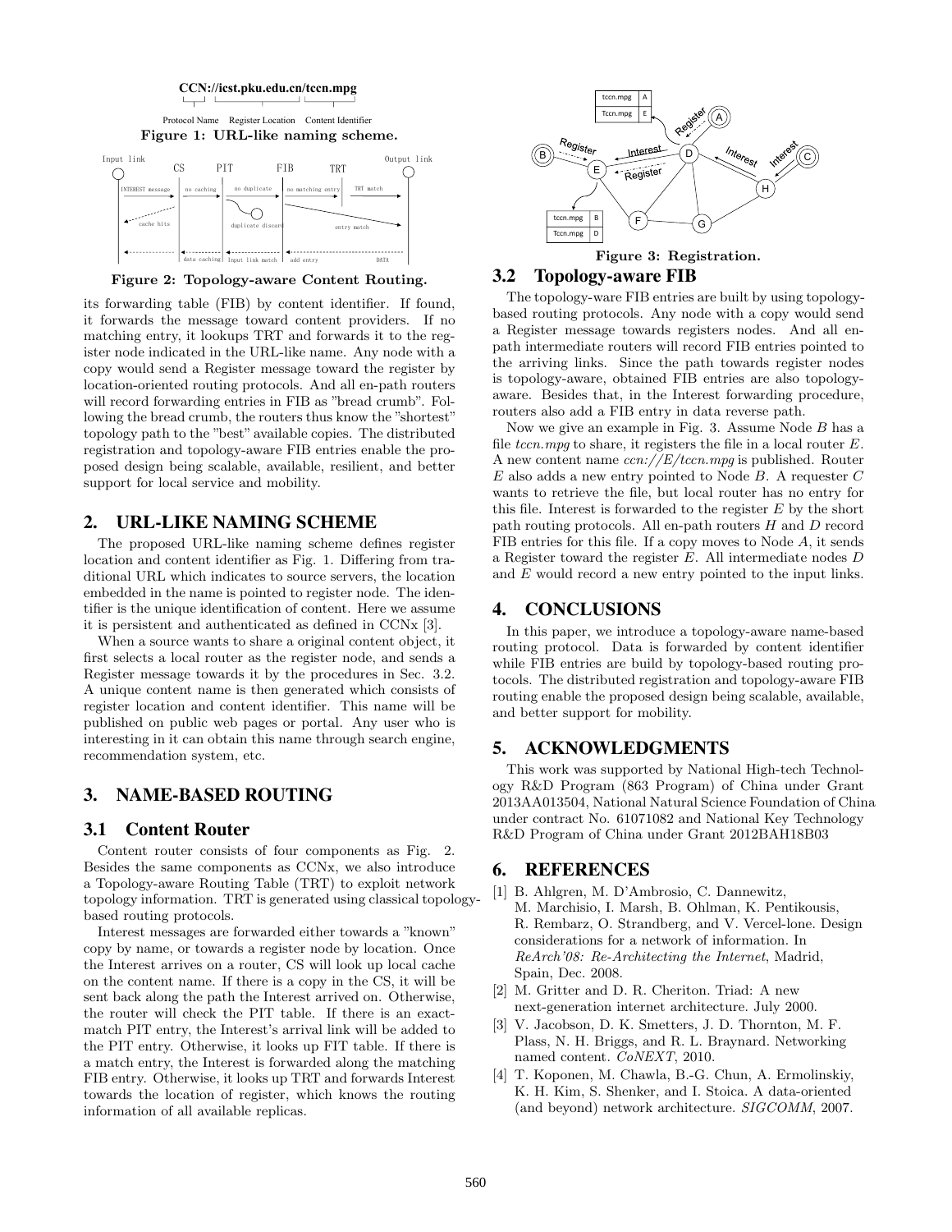**CCN://icst.pku.edu.cn/tccn.mpg**

Protocol Name Register Location Content Identifier

**Figure 1: URL-like naming scheme.**

Input link CS PIT FIB TRT Output link

INTEREST message no caching no duplicate no matching entry TRT match

cache hits duplicate discard entry match

data caching Input link match add entry DATA

**Figure 2: Topology-aware Content Routing.**

its forwarding table (FIB) by content identifier. If found, it forwards the message toward content providers. If no matching entry, it lookups TRT and forwards it to the register node indicated in the URL-like name. Any node with a copy would send a Register message toward the register by location-oriented routing protocols. And all en-path routers will record forwarding entries in FIB as "bread crumb". Following the bread crumb, the routers thus know the "shortest" topology path to the "best" available copies. The distributed registration and topology-aware FIB entries enable the proposed design being scalable, available, resilient, and better support for local service and mobility.

## 2. URL-LIKE NAMING SCHEME

The proposed URL-like naming scheme defines register location and content identifier as Fig. 1. Differing from traditional URL which indicates to source servers, the location embedded in the name is pointed to register node. The identifier is the unique identification of content. Here we assume it is persistent and authenticated as defined in CCNx [3].

When a source wants to share a original content object, it first selects a local router as the register node, and sends a Register message towards it by the procedures in Sec. 3.2. A unique content name is then generated which consists of register location and content identifier. This name will be published on public web pages or portal. Any user who is interesting in it can obtain this name through search engine, recommendation system, etc.

## 3. NAME-BASED ROUTING

### 3.1 Content Router

Content router consists of four components as Fig. 2. Besides the same components as CCNx, we also introduce a Topology-aware Routing Table (TRT) to exploit network topology information. TRT is generated using classical topology-based routing protocols.

Interest messages are forwarded either towards a "known" copy by name, or towards a register node by location. Once the Interest arrives on a router, CS will look up local cache on the content name. If there is a copy in the CS, it will be sent back along the path the Interest arrived on. Otherwise, the router will check the PIT table. If there is an exact-match PIT entry, the Interest's arrival link will be added to the PIT entry. Otherwise, it looks up FIT table. If there is a match entry, the Interest is forwarded along the matching FIB entry. Otherwise, it looks up TRT and forwards Interest towards the location of register, which knows the routing information of all available replicas.

| | |
|---|---|
| tccn.mpg | A |
| Tccn.mpg | E |

| | |
|---|---|
| tccn.mpg | B |
| Tccn.mpg | D |

Register Register Interest Register Interest Interest

A B C D E F G H

**Figure 3: Registration.**

### 3.2 Topology-aware FIB

The topology-ware FIB entries are built by using topology-based routing protocols. Any node with a copy would send a Register message towards registers nodes. And all en-path intermediate routers will record FIB entries pointed to the arriving links. Since the path towards register nodes is topology-aware, obtained FIB entries are also topology-aware. Besides that, in the Interest forwarding procedure, routers also add a FIB entry in data reverse path.

Now we give an example in Fig. 3. Assume Node $B$ has a file *tccn.mpg* to share, it registers the file in a local router $E$. A new content name *ccn://E/tccn.mpg* is published. Router $E$ also adds a new entry pointed to Node $B$. A requester $C$ wants to retrieve the file, but local router has no entry for this file. Interest is forwarded to the register $E$ by the short path routing protocols. All en-path routers $H$ and $D$ record FIB entries for this file. If a copy moves to Node $A$, it sends a Register toward the register $E$. All intermediate nodes $D$ and $E$ would record a new entry pointed to the input links.

## 4. CONCLUSIONS

In this paper, we introduce a topology-aware name-based routing protocol. Data is forwarded by content identifier while FIB entries are build by topology-based routing protocols. The distributed registration and topology-aware FIB routing enable the proposed design being scalable, available, and better support for mobility.

## 5. ACKNOWLEDGMENTS

This work was supported by National High-tech Technology R&D Program (863 Program) of China under Grant 2013AA013504, National Natural Science Foundation of China under contract No. 61071082 and National Key Technology R&D Program of China under Grant 2012BAH18B03

## 6. REFERENCES

[1] B. Ahlgren, M. D'Ambrosio, C. Dannewitz, M. Marchisio, I. Marsh, B. Ohlman, K. Pentikousis, R. Rembarz, O. Strandberg, and V. Vercel-lone. Design considerations for a network of information. In *ReArch'08: Re-Architecting the Internet*, Madrid, Spain, Dec. 2008.

[2] M. Gritter and D. R. Cheriton. Triad: A new next-generation internet architecture. July 2000.

[3] V. Jacobson, D. K. Smetters, J. D. Thornton, M. F. Plass, N. H. Briggs, and R. L. Braynard. Networking named content. *CoNEXT*, 2010.

[4] T. Koponen, M. Chawla, B.-G. Chun, A. Ermolinskiy, K. H. Kim, S. Shenker, and I. Stoica. A data-oriented (and beyond) network architecture. *SIGCOMM*, 2007.